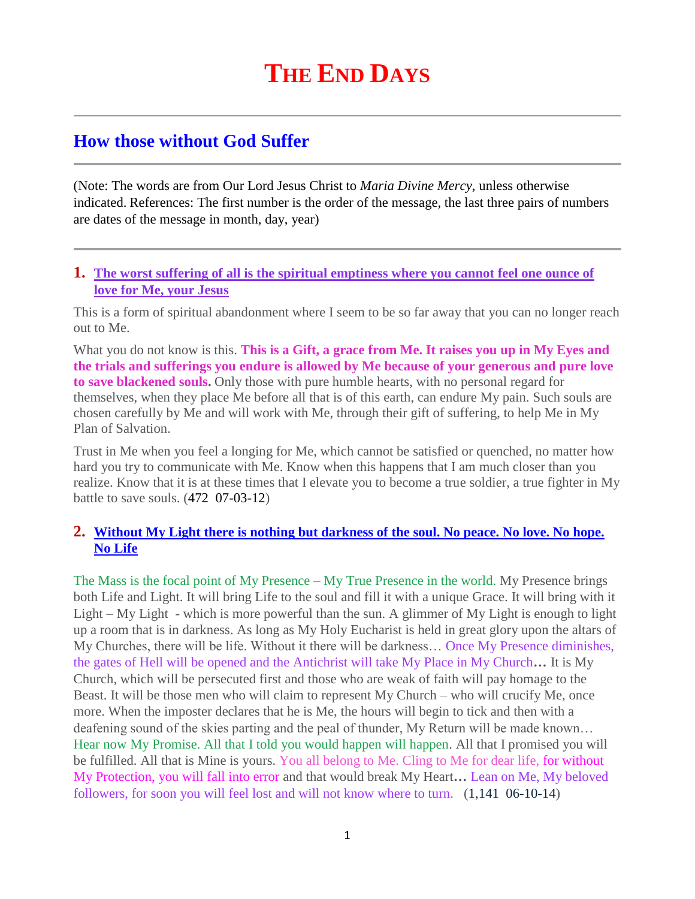# THE END DAYS

## How those without God Suffer

(Note: The words are from Our Lord Jesus Christ to *Maria Divine Mercy*, unless otherwise indicated. References: The first number is the order of the message, the last three pairs of numbers are dates of the message in month, day, year)

### 1. The worst suffering of all is the spiritual emptiness where you cannot feel one ounce of love for Me, your Jesus

This is a form of spiritual abandonment where I seem to be so far away that you can no longer reach out to Me.

What you do not know is this. **This is a Gift, a grace from Me. It raises you up in My Eyes and the trials and sufferings you endure is allowed by Me because of your generous and pure love to save blackened souls.** Only those with pure humble hearts, with no personal regard for themselves, when they place Me before all that is of this earth, can endure My pain. Such souls are chosen carefully by Me and will work with Me, through their gift of suffering, to help Me in My Plan of Salvation.

Trust in Me when you feel a longing for Me, which cannot be satisfied or quenched, no matter how hard you try to communicate with Me. Know when this happens that I am much closer than you realize. Know that it is at these times that I elevate you to become a true soldier, a true fighter in My battle to save souls. (472 07-03-12)

### 2. Without My Light there is nothing but darkness of the soul. No peace. No love. No hope. No Life

The Mass is the focal point of My Presence – My True Presence in the world. My Presence brings both Life and Light. It will bring Life to the soul and fill it with a unique Grace. It will bring with it Light – My Light - which is more powerful than the sun. A glimmer of My Light is enough to light up a room that is in darkness. As long as My Holy Eucharist is held in great glory upon the altars of My Churches, there will be life. Without it there will be darkness… Once My Presence diminishes, the gates of Hell will be opened and the Antichrist will take My Place in My Church**…** It is My Church, which will be persecuted first and those who are weak of faith will pay homage to the Beast. It will be those men who will claim to represent My Church – who will crucify Me, once more. When the imposter declares that he is Me, the hours will begin to tick and then with a deafening sound of the skies parting and the peal of thunder, My Return will be made known… Hear now My Promise. All that I told you would happen will happen. All that I promised you will be fulfilled. All that is Mine is yours. You all belong to Me. Cling to Me for dear life, for without My Protection, you will fall into error and that would break My Heart**…** Lean on Me, My beloved followers, for soon you will feel lost and will not know where to turn. (1,141 06-10-14)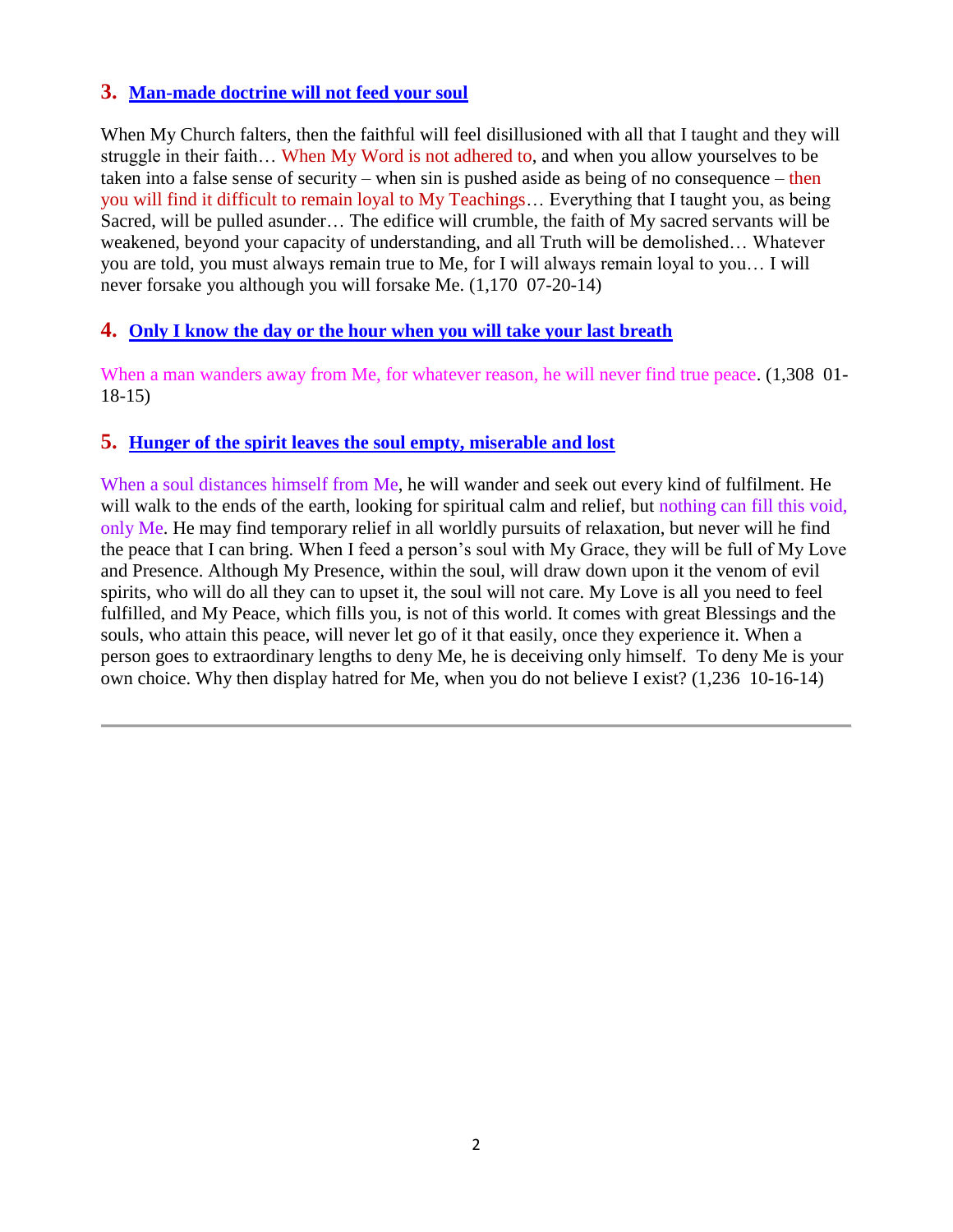## 3. Man-made doctrine will not feed your soul

When My Church falters, then the faithful will feel disillusioned with all that I taught and they will struggle in their faith… When My Word is not adhered to, and when you allow yourselves to be taken into a false sense of security – when sin is pushed aside as being of no consequence – then you will find it difficult to remain loyal to My Teachings… Everything that I taught you, as being Sacred, will be pulled asunder… The edifice will crumble, the faith of My sacred servants will be weakened, beyond your capacity of understanding, and all Truth will be demolished… Whatever you are told, you must always remain true to Me, for I will always remain loyal to you… I will never forsake you although you will forsake Me. (1,170 07-20-14)

## 4. Only I know the day or the hour when you will take your last breath

When a man wanders away from Me, for whatever reason, he will never find true peace. (1,308 01-18-15)

## 5. Hunger of the spirit leaves the soul empty, miserable and lost

When a soul distances himself from Me, he will wander and seek out every kind of fulfilment. He will walk to the ends of the earth, looking for spiritual calm and relief, but nothing can fill this void, only Me. He may find temporary relief in all worldly pursuits of relaxation, but never will he find the peace that I can bring. When I feed a person's soul with My Grace, they will be full of My Love and Presence. Although My Presence, within the soul, will draw down upon it the venom of evil spirits, who will do all they can to upset it, the soul will not care. My Love is all you need to feel fulfilled, and My Peace, which fills you, is not of this world. It comes with great Blessings and the souls, who attain this peace, will never let go of it that easily, once they experience it. When a person goes to extraordinary lengths to deny Me, he is deceiving only himself. To deny Me is your own choice. Why then display hatred for Me, when you do not believe I exist? (1,236 10-16-14)

---